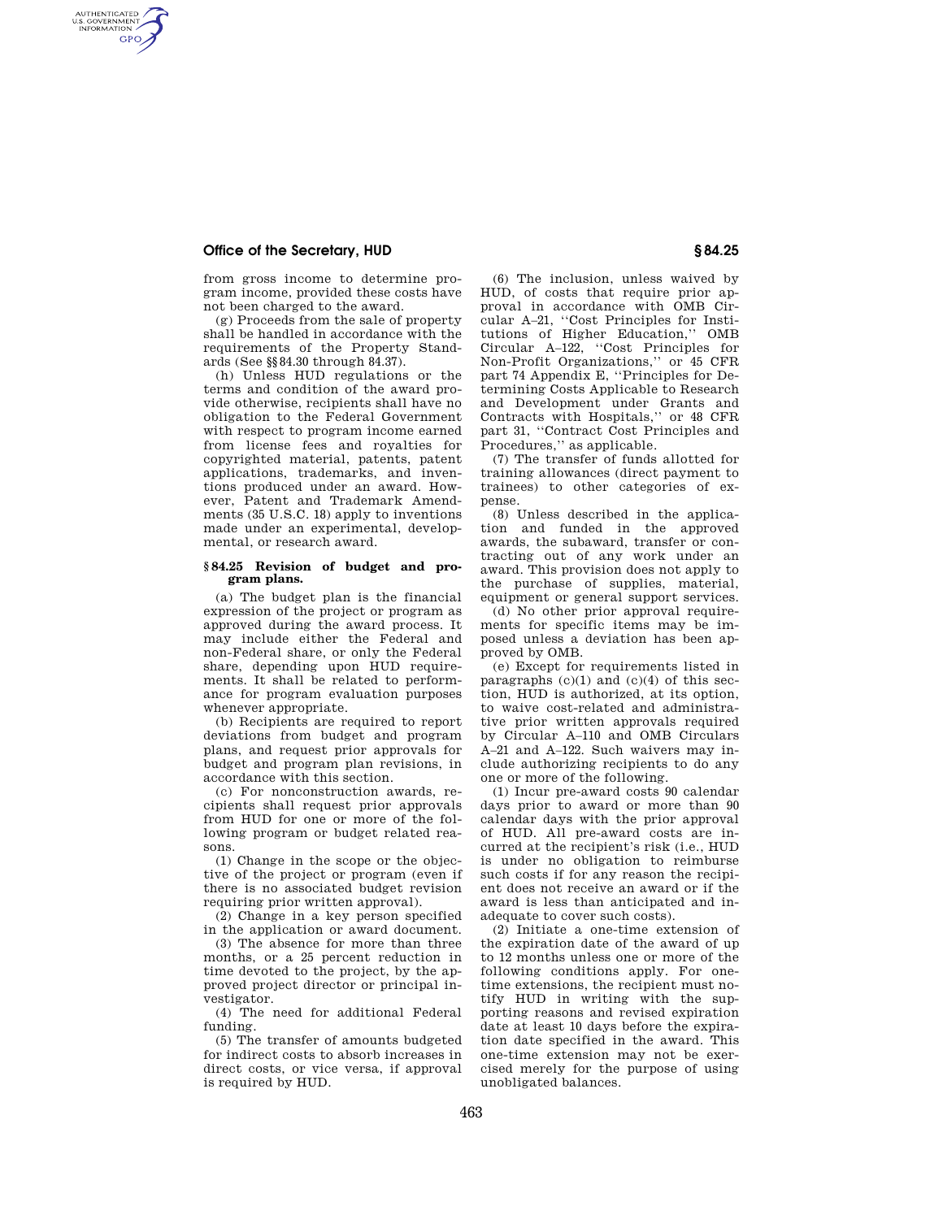from gross income to determine program income, provided these costs have not been charged to the award.

(g) Proceeds from the sale of property shall be handled in accordance with the requirements of the Property Standards (See §§ 84.30 through 84.37).

(h) Unless HUD regulations or the terms and condition of the award provide otherwise, recipients shall have no obligation to the Federal Government with respect to program income earned from license fees and royalties for copyrighted material, patents, patent applications, trademarks, and inventions produced under an award. However, Patent and Trademark Amendments (35 U.S.C. 18) apply to inventions made under an experimental, developmental, or research award.

### § 84.25 Revision of budget and program plans.

(a) The budget plan is the financial expression of the project or program as approved during the award process. It may include either the Federal and non-Federal share, or only the Federal share, depending upon HUD requirements. It shall be related to performance for program evaluation purposes whenever appropriate.

(b) Recipients are required to report deviations from budget and program plans, and request prior approvals for budget and program plan revisions, in accordance with this section.

(c) For nonconstruction awards, recipients shall request prior approvals from HUD for one or more of the following program or budget related reasons.

(1) Change in the scope or the objective of the project or program (even if there is no associated budget revision requiring prior written approval).

(2) Change in a key person specified in the application or award document.

(3) The absence for more than three months, or a 25 percent reduction in time devoted to the project, by the approved project director or principal investigator.

(4) The need for additional Federal funding.

(5) The transfer of amounts budgeted for indirect costs to absorb increases in direct costs, or vice versa, if approval is required by HUD.

(6) The inclusion, unless waived by HUD, of costs that require prior approval in accordance with OMB Circular A–21, ''Cost Principles for Institutions of Higher Education,'' OMB Circular A–122, ''Cost Principles for Non-Profit Organizations,'' or 45 CFR part 74 Appendix E, ''Principles for Determining Costs Applicable to Research and Development under Grants and Contracts with Hospitals,'' or 48 CFR part 31, ''Contract Cost Principles and Procedures,'' as applicable.

(7) The transfer of funds allotted for training allowances (direct payment to trainees) to other categories of expense.

(8) Unless described in the application and funded in the approved awards, the subaward, transfer or contracting out of any work under an award. This provision does not apply to the purchase of supplies, material, equipment or general support services.

(d) No other prior approval requirements for specific items may be imposed unless a deviation has been approved by OMB.

(e) Except for requirements listed in paragraphs (c)(1) and (c)(4) of this section, HUD is authorized, at its option, to waive cost-related and administrative prior written approvals required by Circular A–110 and OMB Circulars A–21 and A–122. Such waivers may include authorizing recipients to do any one or more of the following.

(1) Incur pre-award costs 90 calendar days prior to award or more than 90 calendar days with the prior approval of HUD. All pre-award costs are incurred at the recipient's risk (i.e., HUD is under no obligation to reimburse such costs if for any reason the recipient does not receive an award or if the award is less than anticipated and inadequate to cover such costs).

(2) Initiate a one-time extension of the expiration date of the award of up to 12 months unless one or more of the following conditions apply. For one-time extensions, the recipient must notify HUD in writing with the supporting reasons and revised expiration date at least 10 days before the expiration date specified in the award. This one-time extension may not be exercised merely for the purpose of using unobligated balances.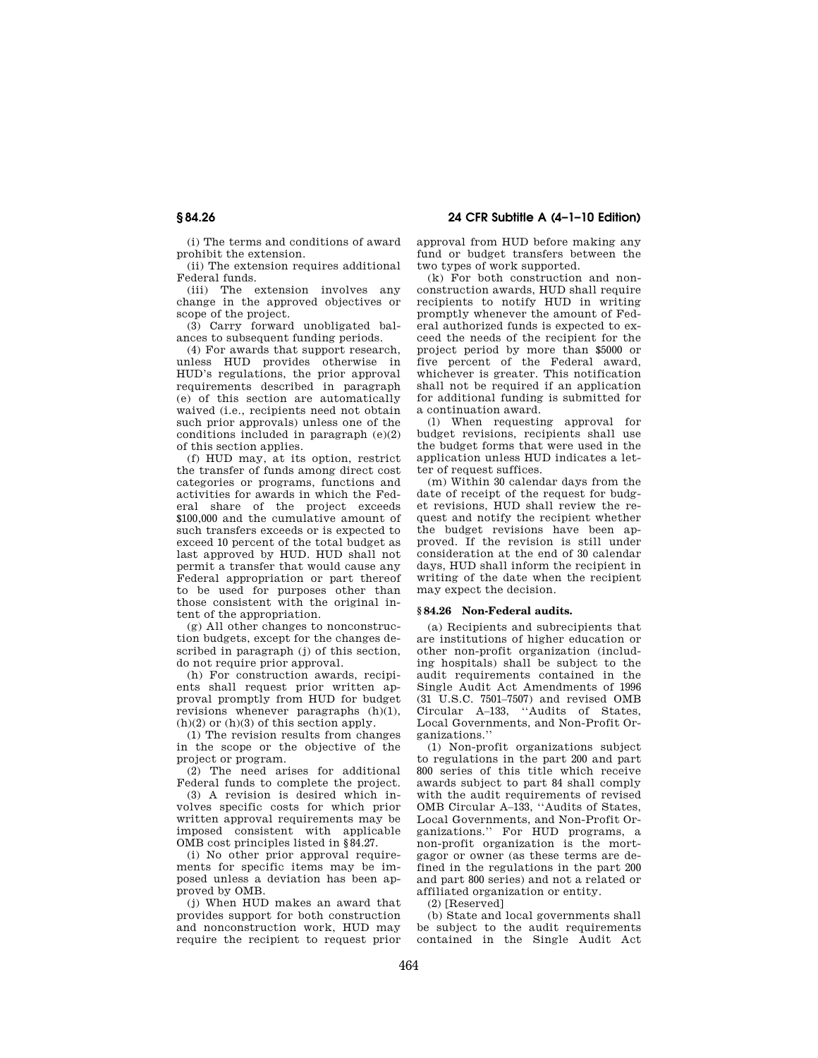(i) The terms and conditions of award prohibit the extension.

(ii) The extension requires additional Federal funds.

(iii) The extension involves any change in the approved objectives or scope of the project.

(3) Carry forward unobligated balances to subsequent funding periods.

(4) For awards that support research, unless HUD provides otherwise in HUD's regulations, the prior approval requirements described in paragraph (e) of this section are automatically waived (i.e., recipients need not obtain such prior approvals) unless one of the conditions included in paragraph (e)(2) of this section applies.

(f) HUD may, at its option, restrict the transfer of funds among direct cost categories or programs, functions and activities for awards in which the Federal share of the project exceeds $100,000 and the cumulative amount of such transfers exceeds or is expected to exceed 10 percent of the total budget as last approved by HUD. HUD shall not permit a transfer that would cause any Federal appropriation or part thereof to be used for purposes other than those consistent with the original intent of the appropriation.

(g) All other changes to nonconstruction budgets, except for the changes described in paragraph (j) of this section, do not require prior approval.

(h) For construction awards, recipients shall request prior written approval promptly from HUD for budget revisions whenever paragraphs (h)(1), (h)(2) or (h)(3) of this section apply.

(1) The revision results from changes in the scope or the objective of the project or program.

(2) The need arises for additional Federal funds to complete the project.

(3) A revision is desired which involves specific costs for which prior written approval requirements may be imposed consistent with applicable OMB cost principles listed in §84.27.

(i) No other prior approval requirements for specific items may be imposed unless a deviation has been approved by OMB.

(j) When HUD makes an award that provides support for both construction and nonconstruction work, HUD may require the recipient to request prior approval from HUD before making any fund or budget transfers between the two types of work supported.

(k) For both construction and nonconstruction awards, HUD shall require recipients to notify HUD in writing promptly whenever the amount of Federal authorized funds is expected to exceed the needs of the recipient for the project period by more than $5000 or five percent of the Federal award, whichever is greater. This notification shall not be required if an application for additional funding is submitted for a continuation award.

(l) When requesting approval for budget revisions, recipients shall use the budget forms that were used in the application unless HUD indicates a letter of request suffices.

(m) Within 30 calendar days from the date of receipt of the request for budget revisions, HUD shall review the request and notify the recipient whether the budget revisions have been approved. If the revision is still under consideration at the end of 30 calendar days, HUD shall inform the recipient in writing of the date when the recipient may expect the decision.

### § 84.26 Non-Federal audits.

(a) Recipients and subrecipients that are institutions of higher education or other non-profit organization (including hospitals) shall be subject to the audit requirements contained in the Single Audit Act Amendments of 1996 (31 U.S.C. 7501–7507) and revised OMB Circular A–133, "Audits of States, Local Governments, and Non-Profit Organizations."

(1) Non-profit organizations subject to regulations in the part 200 and part 800 series of this title which receive awards subject to part 84 shall comply with the audit requirements of revised OMB Circular A–133, "Audits of States, Local Governments, and Non-Profit Organizations." For HUD programs, a non-profit organization is the mortgagor or owner (as these terms are defined in the regulations in the part 200 and part 800 series) and not a related or affiliated organization or entity.

(2) [Reserved]

(b) State and local governments shall be subject to the audit requirements contained in the Single Audit Act